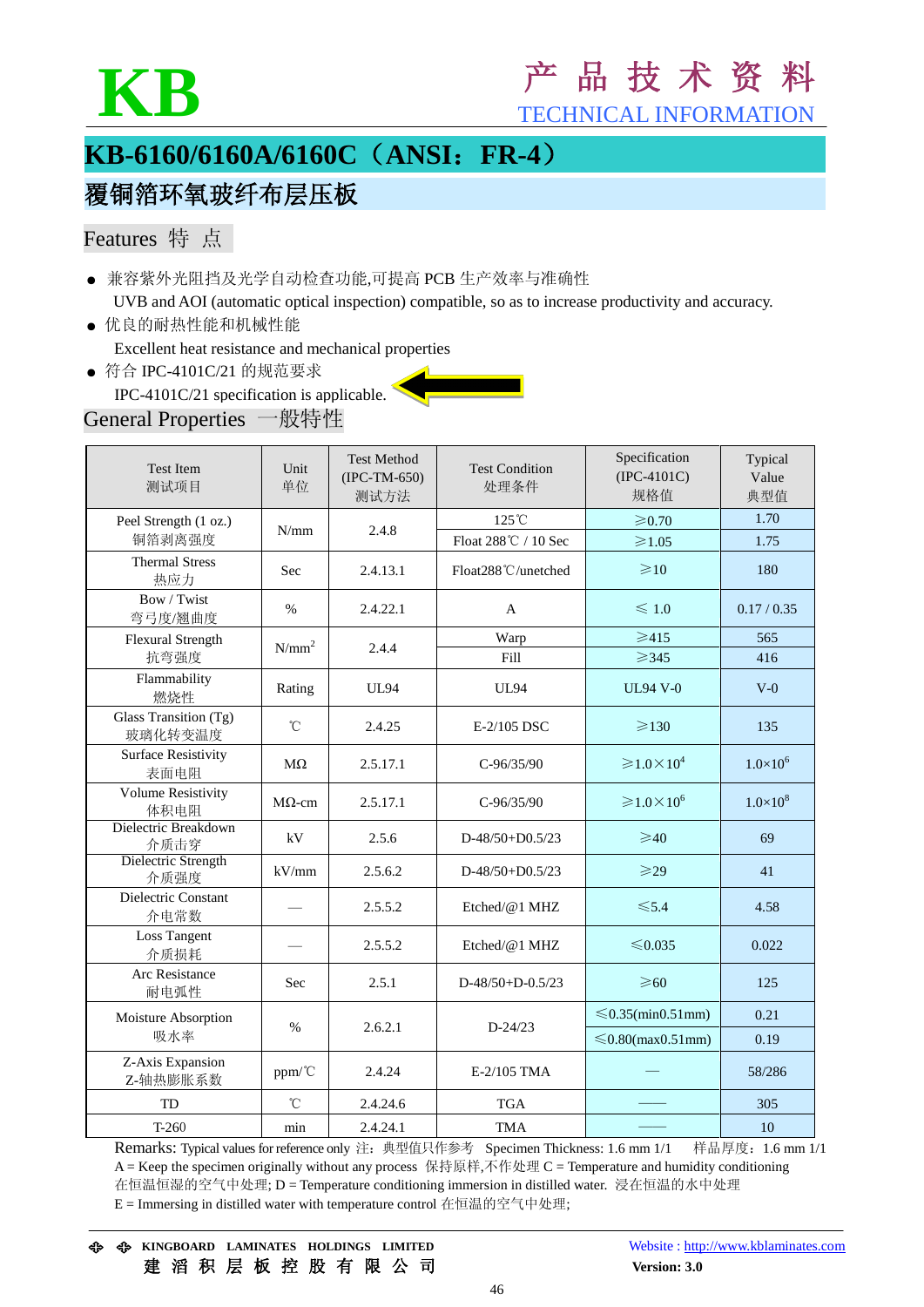# KB

产 品 技 术 资 料

TECHNICAL INFORMATION

## KB-6160/6160A/6160C（ANSI：FR-4）

## 覆铜箔环氧玻纤布层压板

### Features 特 点

- 兼容紫外光阻挡及光学自动检查功能,可提高 PCB 生产效率与准确性
  UVB and AOI (automatic optical inspection) compatible, so as to increase productivity and accuracy.
- 优良的耐热性能和机械性能
  Excellent heat resistance and mechanical properties
- 符合 IPC-4101C/21 的规范要求
  IPC-4101C/21 specification is applicable.

### General Properties 一般特性

| Test Item 测试项目 | Unit 单位 | Test Method (IPC-TM-650) 测试方法 | Test Condition 处理条件 | Specification (IPC-4101C) 规格值 | Typical Value 典型值 |
|---|---|---|---|---|---|
| Peel Strength (1 oz.) 铜箔剥离强度 | N/mm | 2.4.8 | 125℃ | ≥0.70 | 1.70 |
| | | | Float 288℃ / 10 Sec | ≥1.05 | 1.75 |
| Thermal Stress 热应力 | Sec | 2.4.13.1 | Float288℃/unetched | ≥10 | 180 |
| Bow / Twist 弯弓度/翘曲度 | % | 2.4.22.1 | A | ≤ 1.0 | 0.17 / 0.35 |
| Flexural Strength 抗弯强度 | $N/mm^2$ | 2.4.4 | Warp | ≥415 | 565 |
| | | | Fill | ≥345 | 416 |
| Flammability 燃烧性 | Rating | UL94 | UL94 | UL94 V-0 | V-0 |
| Glass Transition (Tg) 玻璃化转变温度 | ℃ | 2.4.25 | E-2/105 DSC | ≥130 | 135 |
| Surface Resistivity 表面电阻 | MΩ | 2.5.17.1 | C-96/35/90 | $\geq 1.0\times10^4$ | $1.0\times10^6$ |
| Volume Resistivity 体积电阻 | MΩ-cm | 2.5.17.1 | C-96/35/90 | $\geq 1.0\times10^6$ | $1.0\times10^8$ |
| Dielectric Breakdown 介质击穿 | kV | 2.5.6 | D-48/50+D0.5/23 | ≥40 | 69 |
| Dielectric Strength 介质强度 | kV/mm | 2.5.6.2 | D-48/50+D0.5/23 | ≥29 | 41 |
| Dielectric Constant 介电常数 | — | 2.5.5.2 | Etched/@1 MHZ | ≤5.4 | 4.58 |
| Loss Tangent 介质损耗 | — | 2.5.5.2 | Etched/@1 MHZ | ≤0.035 | 0.022 |
| Arc Resistance 耐电弧性 | Sec | 2.5.1 | D-48/50+D-0.5/23 | ≥60 | 125 |
| Moisture Absorption 吸水率 | % | 2.6.2.1 | D-24/23 | ≤0.35(min0.51mm) | 0.21 |
| | | | | ≤0.80(max0.51mm) | 0.19 |
| Z-Axis Expansion Z-轴热膨胀系数 | ppm/℃ | 2.4.24 | E-2/105 TMA | — | 58/286 |
| TD | ℃ | 2.4.24.6 | TGA | —— | 305 |
| T-260 | min | 2.4.24.1 | TMA | —— | 10 |

Remarks: Typical values for reference only 注：典型值只作参考 Specimen Thickness: 1.6 mm 1/1 样品厚度：1.6 mm 1/1
A = Keep the specimen originally without any process 保持原样,不作处理 C = Temperature and humidity conditioning 在恒温恒湿的空气中处理; D = Temperature conditioning immersion in distilled water. 浸在恒温的水中处理
E = Immersing in distilled water with temperature control 在恒温的空气中处理;

KINGBOARD LAMINATES HOLDINGS LIMITED
建 滔 积 层 板 控 股 有 限 公 司

Website : http://www.kblaminates.com
Version: 3.0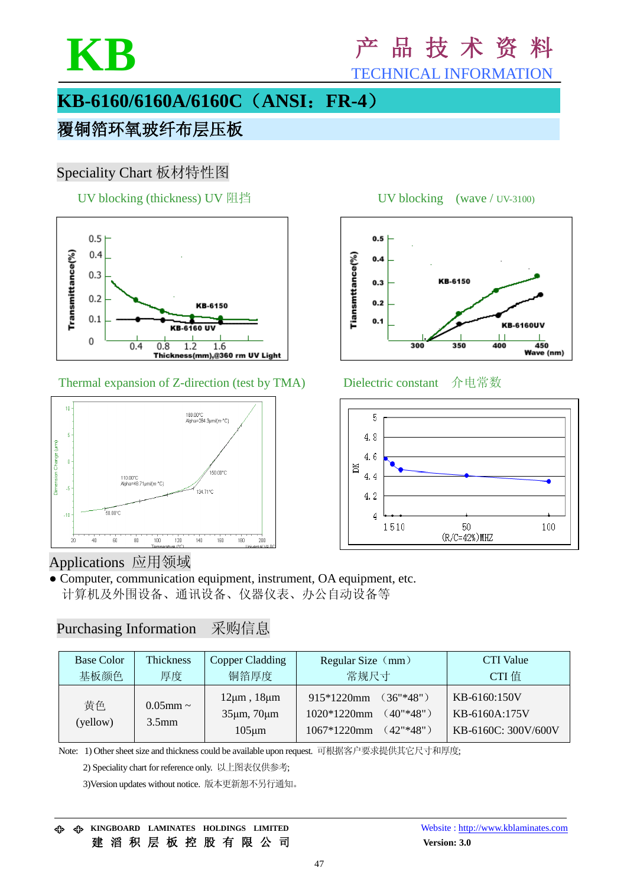# KB

产 品 技 术 资 料

TECHNICAL INFORMATION

## KB-6160/6160A/6160C（ANSI：FR-4）

## 覆铜箔环氧玻纤布层压板

### Speciality Chart 板材特性图

UV blocking (thickness) UV 阻挡

Transmittance(%)
0.5
0.4
0.3
0.2
0.1
0
KB-6150
KB-6160 UV
0.4
0.8
1.2
1.6
Thickness(mm),@360 rm UV Light

UV blocking (wave / UV-3100)

Tiansmittance(%)
0.5
0.4
0.3
0.2
0.1
KB-6150
KB-6160UV
300
350
400
450
Wave (nm)

Thermal expansion of Z-direction (test by TMA)

Dimension Change (μm)
10
5
0
-5
-10
180.00°C
Alpha=284.3μm/(m·°C)
150.00°C
110.00°C
Alpha=48.71μm/(m·°C)
134.71°C
50.00°C
20
40
60
80
100
120
140
160
180
200
Temperature (°C)

Dielectric constant 介电常数

DK
5
4.8
4.6
4.4
4.2
4
1 5 10
50
100
(R/C=42%)MHZ

### Applications 应用领域

- Computer, communication equipment, instrument, OA equipment, etc.
  计算机及外围设备、通讯设备、仪器仪表、办公自动设备等

### Purchasing Information 采购信息

| Base Color<br>基板颜色 | Thickness<br>厚度 | Copper Cladding<br>铜箔厚度 | Regular Size（mm）<br>常规尺寸 | CTI Value<br>CTI 值 |
|---|---|---|---|---|
| 黄色<br>(yellow) | 0.05mm ~<br>3.5mm | 12μm , 18μm<br>35μm, 70μm<br>105μm | 915*1220mm （36"*48"）<br>1020*1220mm （40"*48"）<br>1067*1220mm （42"*48"） | KB-6160:150V<br>KB-6160A:175V<br>KB-6160C: 300V/600V |

Note: 1) Other sheet size and thickness could be available upon request. 可根据客户要求提供其它尺寸和厚度;

2) Speciality chart for reference only. 以上图表仅供参考;

3)Version updates without notice. 版本更新恕不另行通知。

KINGBOARD LAMINATES HOLDINGS LIMITED
建 滔 积 层 板 控 股 有 限 公 司

Website : http://www.kblaminates.com
Version: 3.0